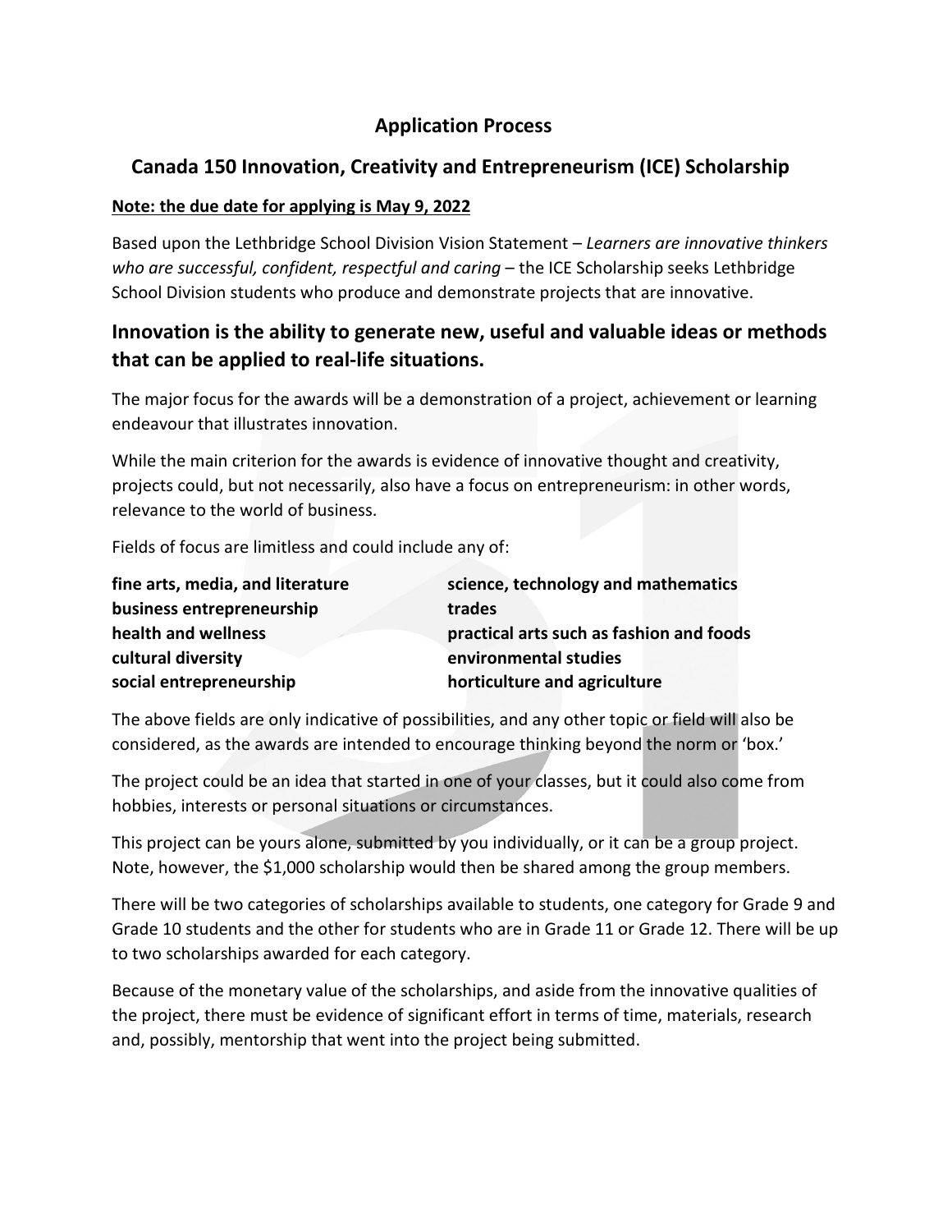# Application Process

## Canada 150 Innovation, Creativity and Entrepreneurism (ICE) Scholarship

**Note: the due date for applying is May 9, 2022**

Based upon the Lethbridge School Division Vision Statement – *Learners are innovative thinkers who are successful, confident, respectful and caring* – the ICE Scholarship seeks Lethbridge School Division students who produce and demonstrate projects that are innovative.

## Innovation is the ability to generate new, useful and valuable ideas or methods that can be applied to real-life situations.

The major focus for the awards will be a demonstration of a project, achievement or learning endeavour that illustrates innovation.

While the main criterion for the awards is evidence of innovative thought and creativity, projects could, but not necessarily, also have a focus on entrepreneurism: in other words, relevance to the world of business.

Fields of focus are limitless and could include any of:

**fine arts, media, and literature**
**business entrepreneurship**
**health and wellness**
**cultural diversity**
**social entrepreneurship**
**science, technology and mathematics**
**trades**
**practical arts such as fashion and foods**
**environmental studies**
**horticulture and agriculture**

The above fields are only indicative of possibilities, and any other topic or field will also be considered, as the awards are intended to encourage thinking beyond the norm or 'box.'

The project could be an idea that started in one of your classes, but it could also come from hobbies, interests or personal situations or circumstances.

This project can be yours alone, submitted by you individually, or it can be a group project. Note, however, the $1,000 scholarship would then be shared among the group members.

There will be two categories of scholarships available to students, one category for Grade 9 and Grade 10 students and the other for students who are in Grade 11 or Grade 12. There will be up to two scholarships awarded for each category.

Because of the monetary value of the scholarships, and aside from the innovative qualities of the project, there must be evidence of significant effort in terms of time, materials, research and, possibly, mentorship that went into the project being submitted.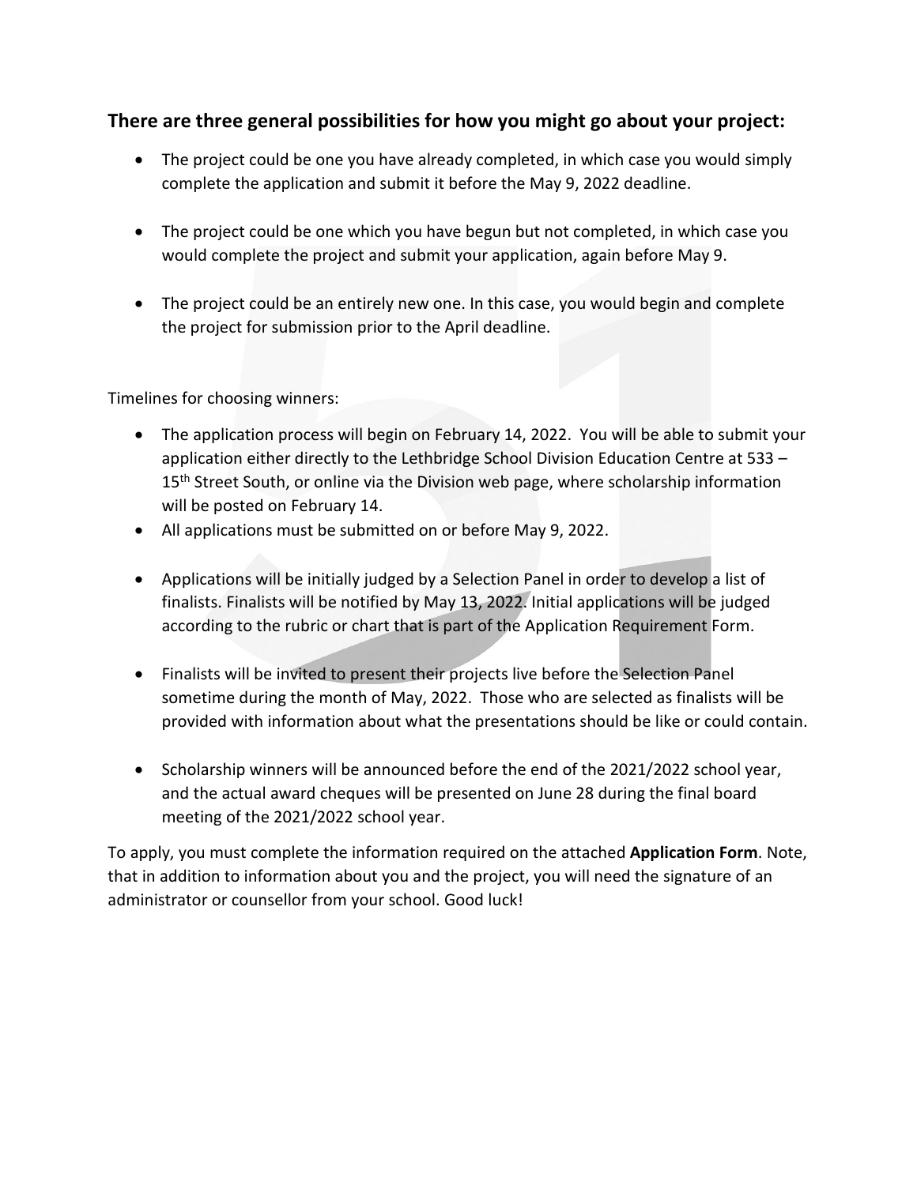### There are three general possibilities for how you might go about your project:

- The project could be one you have already completed, in which case you would simply complete the application and submit it before the May 9, 2022 deadline.

- The project could be one which you have begun but not completed, in which case you would complete the project and submit your application, again before May 9.

- The project could be an entirely new one. In this case, you would begin and complete the project for submission prior to the April deadline.

Timelines for choosing winners:

- The application process will begin on February 14, 2022. You will be able to submit your application either directly to the Lethbridge School Division Education Centre at 533 – 15th Street South, or online via the Division web page, where scholarship information will be posted on February 14.
- All applications must be submitted on or before May 9, 2022.

- Applications will be initially judged by a Selection Panel in order to develop a list of finalists. Finalists will be notified by May 13, 2022. Initial applications will be judged according to the rubric or chart that is part of the Application Requirement Form.

- Finalists will be invited to present their projects live before the Selection Panel sometime during the month of May, 2022. Those who are selected as finalists will be provided with information about what the presentations should be like or could contain.

- Scholarship winners will be announced before the end of the 2021/2022 school year, and the actual award cheques will be presented on June 28 during the final board meeting of the 2021/2022 school year.

To apply, you must complete the information required on the attached **Application Form**. Note, that in addition to information about you and the project, you will need the signature of an administrator or counsellor from your school. Good luck!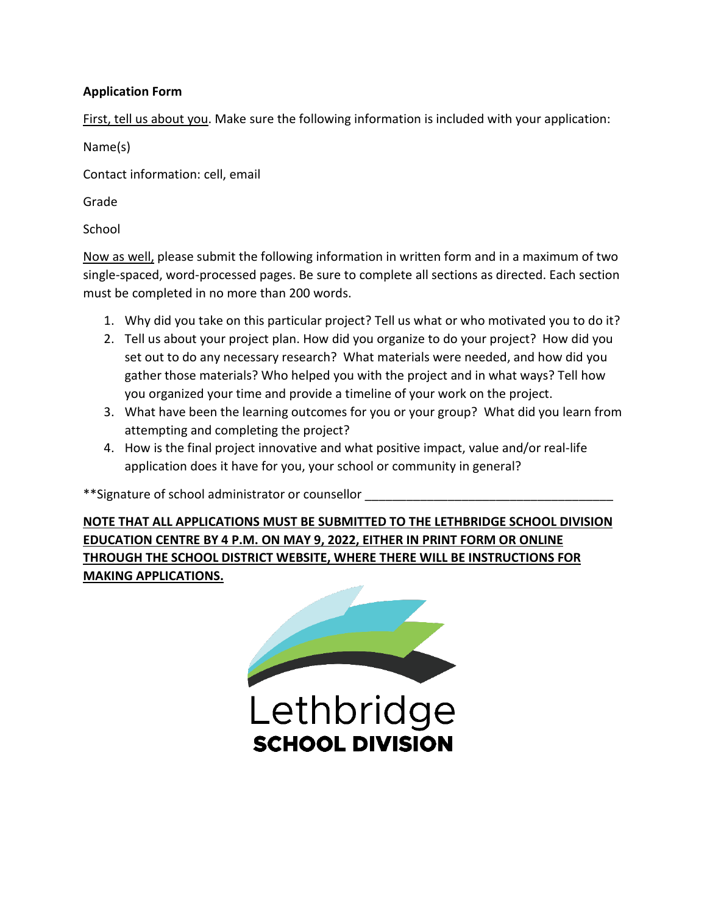**Application Form**

First, tell us about you. Make sure the following information is included with your application:

Name(s)

Contact information: cell, email

Grade

School

Now as well, please submit the following information in written form and in a maximum of two single-spaced, word-processed pages. Be sure to complete all sections as directed. Each section must be completed in no more than 200 words.

1. Why did you take on this particular project? Tell us what or who motivated you to do it?
2. Tell us about your project plan. How did you organize to do your project? How did you set out to do any necessary research? What materials were needed, and how did you gather those materials? Who helped you with the project and in what ways? Tell how you organized your time and provide a timeline of your work on the project.
3. What have been the learning outcomes for you or your group? What did you learn from attempting and completing the project?
4. How is the final project innovative and what positive impact, value and/or real-life application does it have for you, your school or community in general?

**Signature of school administrator or counsellor ____________________________________

**NOTE THAT ALL APPLICATIONS MUST BE SUBMITTED TO THE LETHBRIDGE SCHOOL DIVISION EDUCATION CENTRE BY 4 P.M. ON MAY 9, 2022, EITHER IN PRINT FORM OR ONLINE THROUGH THE SCHOOL DISTRICT WEBSITE, WHERE THERE WILL BE INSTRUCTIONS FOR MAKING APPLICATIONS.**

Lethbridge
SCHOOL DIVISION